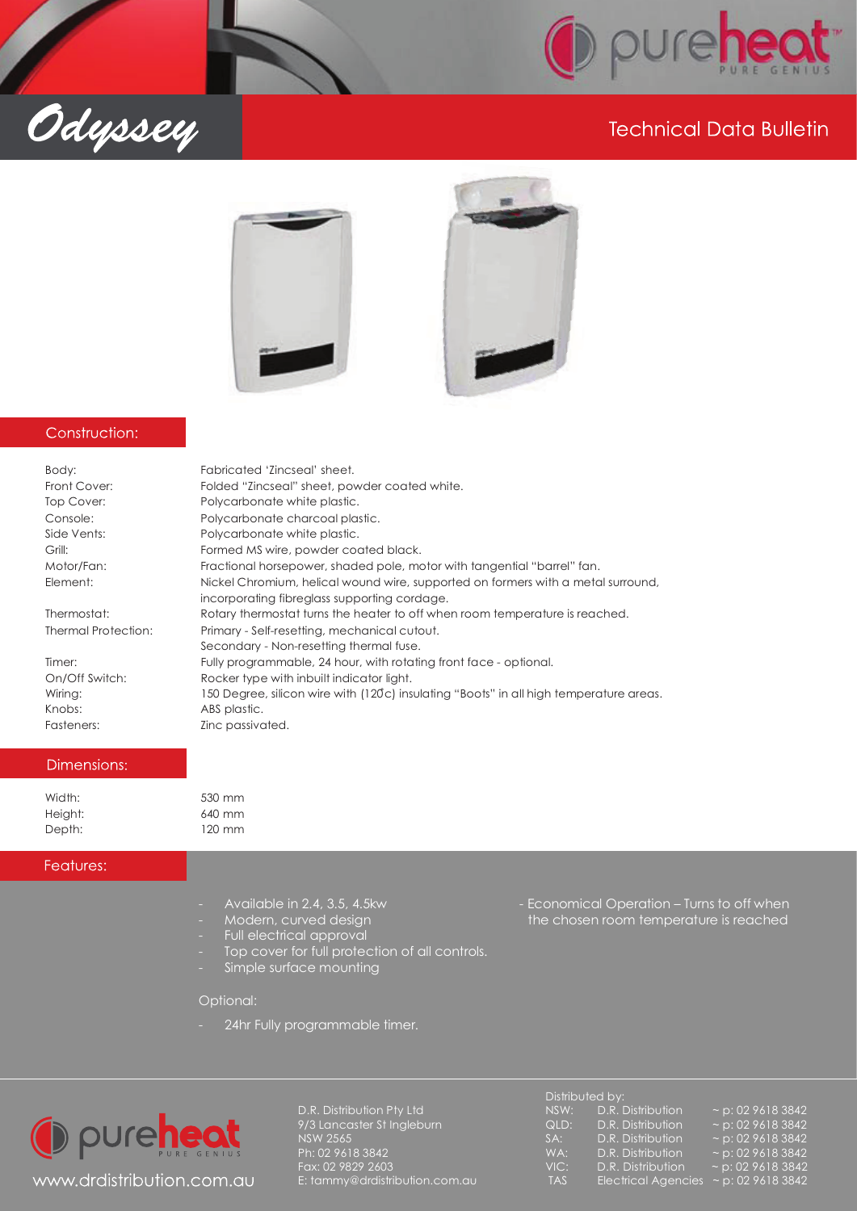# Odyssey

## Technical Data Bulletin

## Construction:

| | |
|---|---|
| Body: | Fabricated 'Zincseal' sheet. |
| Front Cover: | Folded "Zincseal" sheet, powder coated white. |
| Top Cover: | Polycarbonate white plastic. |
| Console: | Polycarbonate charcoal plastic. |
| Side Vents: | Polycarbonate white plastic. |
| Grill: | Formed MS wire, powder coated black. |
| Motor/Fan: | Fractional horsepower, shaded pole, motor with tangential "barrel" fan. |
| Element: | Nickel Chromium, helical wound wire, supported on formers with a metal surround, incorporating fibreglass supporting cordage. |
| Thermostat: | Rotary thermostat turns the heater to off when room temperature is reached. |
| Thermal Protection: | Primary - Self-resetting, mechanical cutout. Secondary - Non-resetting thermal fuse. |
| Timer: | Fully programmable, 24 hour, with rotating front face - optional. |
| On/Off Switch: | Rocker type with inbuilt indicator light. |
| Wiring: | 150 Degree, silicon wire with (120̊c) insulating "Boots" in all high temperature areas. |
| Knobs: | ABS plastic. |
| Fasteners: | Zinc passivated. |

## Dimensions:

| | |
|---|---|
| Width: | 530 mm |
| Height: | 640 mm |
| Depth: | 120 mm |

## Features:

- Available in 2.4, 3.5, 4.5kw
- Modern, curved design
- Full electrical approval
- Top cover for full protection of all controls.
- Simple surface mounting
- Economical Operation – Turns to off when the chosen room temperature is reached

Optional:

- 24hr Fully programmable timer.

pureheat PURE GENIUS

www.drdistribution.com.au

D.R. Distribution Pty Ltd
9/3 Lancaster St Ingleburn
NSW 2565
Ph: 02 9618 3842
Fax: 02 9829 2603
E: tammy@drdistribution.com.au

Distributed by:

| | | |
|---|---|---|
| NSW: | D.R. Distribution | ~ p: 02 9618 3842 |
| QLD: | D.R. Distribution | ~ p: 02 9618 3842 |
| SA: | D.R. Distribution | ~ p: 02 9618 3842 |
| WA: | D.R. Distribution | ~ p: 02 9618 3842 |
| VIC: | D.R. Distribution | ~ p: 02 9618 3842 |
| TAS | Electrical Agencies | ~ p: 02 9618 3842 |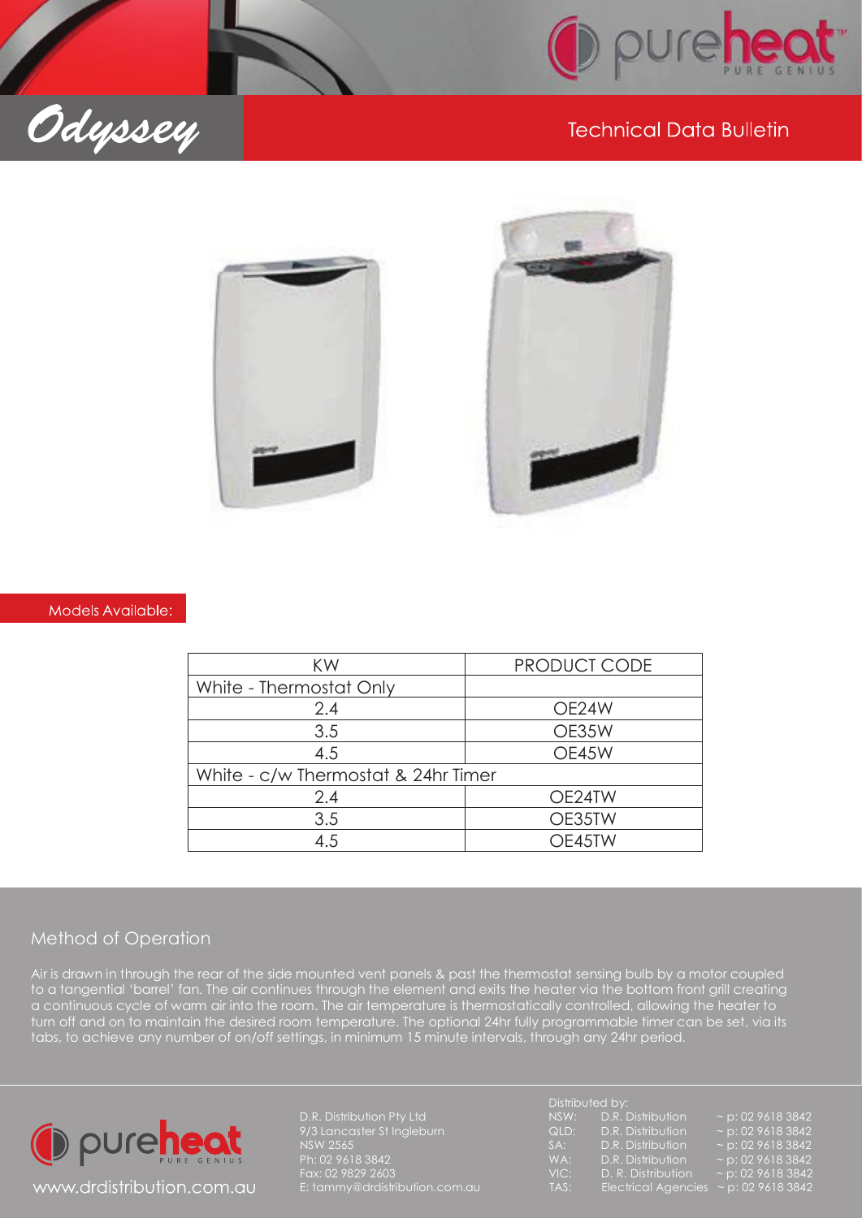# Odyssey

## Technical Data Bulletin

### Models Available:

| KW | PRODUCT CODE |
|---|---|
| White - Thermostat Only | |
| 2.4 | OE24W |
| 3.5 | OE35W |
| 4.5 | OE45W |
| White - c/w Thermostat & 24hr Timer | |
| 2.4 | OE24TW |
| 3.5 | OE35TW |
| 4.5 | OE45TW |

## Method of Operation

Air is drawn in through the rear of the side mounted vent panels & past the thermostat sensing bulb by a motor coupled to a tangential 'barrel' fan. The air continues through the element and exits the heater via the bottom front grill creating a continuous cycle of warm air into the room. The air temperature is thermostatically controlled, allowing the heater to turn off and on to maintain the desired room temperature. The optional 24hr fully programmable timer can be set, via its tabs, to achieve any number of on/off settings, in minimum 15 minute intervals, through any 24hr period.

pureheat PURE GENIUS

www.drdistribution.com.au

D.R. Distribution Pty Ltd
9/3 Lancaster St Ingleburn
NSW 2565
Ph: 02 9618 3842
Fax: 02 9829 2603
E: tammy@drdistribution.com.au

Distributed by:

| | | |
|---|---|---|
| NSW: | D.R. Distribution | ~ p: 02 9618 3842 |
| QLD: | D.R. Distribution | ~ p: 02 9618 3842 |
| SA: | D.R. Distribution | ~ p: 02 9618 3842 |
| WA: | D.R. Distribution | ~ p: 02 9618 3842 |
| VIC: | D. R. Distribution | ~ p: 02 9618 3842 |
| TAS: | Electrical Agencies | ~ p: 02 9618 3842 |